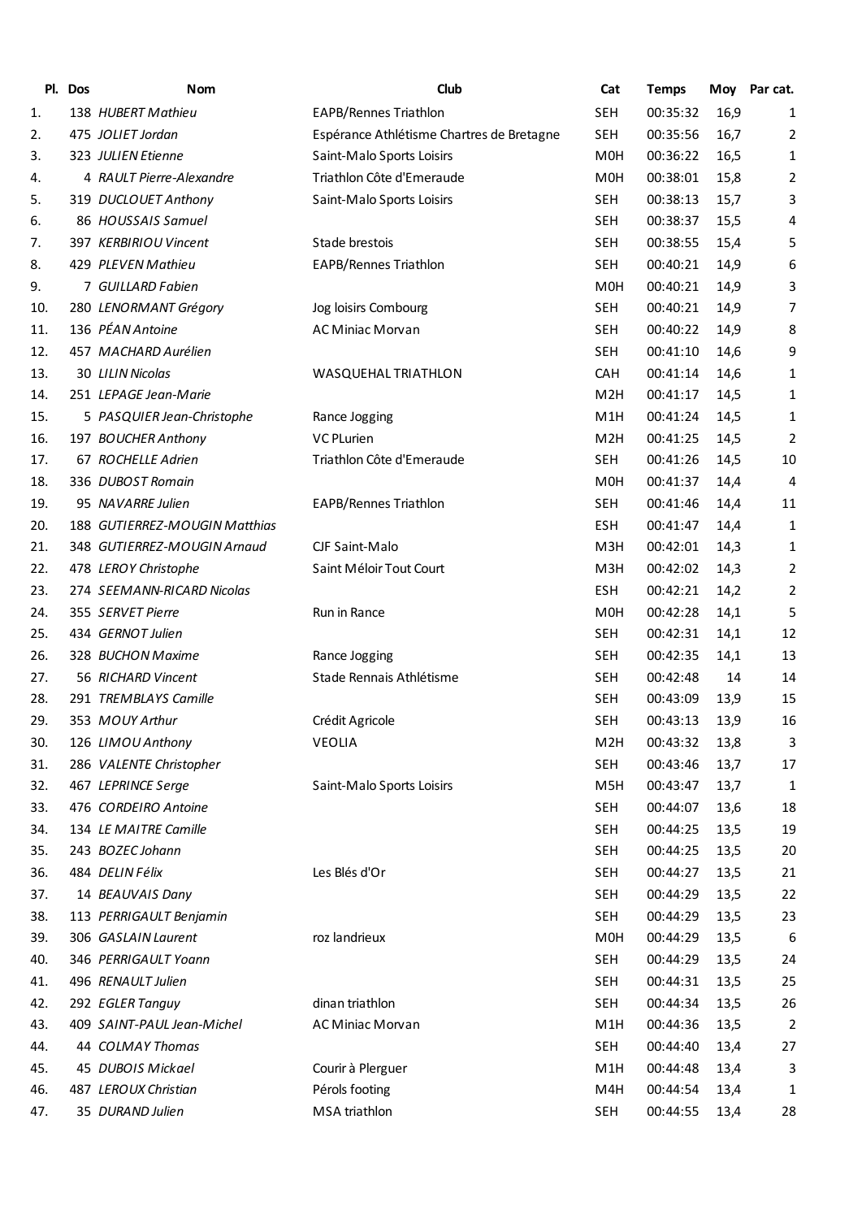| Pl. | Dos | Nom | Club | Cat | Temps | Moy | Par cat. |
|---|---|---|---|---|---|---|---|
| 1. | 138 | *HUBERT Mathieu* | EAPB/Rennes Triathlon | SEH | 00:35:32 | 16,9 | 1 |
| 2. | 475 | *JOLIET Jordan* | Espérance Athlétisme Chartres de Bretagne | SEH | 00:35:56 | 16,7 | 2 |
| 3. | 323 | *JULIEN Etienne* | Saint-Malo Sports Loisirs | M0H | 00:36:22 | 16,5 | 1 |
| 4. | 4 | *RAULT Pierre-Alexandre* | Triathlon Côte d'Emeraude | M0H | 00:38:01 | 15,8 | 2 |
| 5. | 319 | *DUCLOUET Anthony* | Saint-Malo Sports Loisirs | SEH | 00:38:13 | 15,7 | 3 |
| 6. | 86 | *HOUSSAIS Samuel* | | SEH | 00:38:37 | 15,5 | 4 |
| 7. | 397 | *KERBIRIOU Vincent* | Stade brestois | SEH | 00:38:55 | 15,4 | 5 |
| 8. | 429 | *PLEVEN Mathieu* | EAPB/Rennes Triathlon | SEH | 00:40:21 | 14,9 | 6 |
| 9. | 7 | *GUILLARD Fabien* | | M0H | 00:40:21 | 14,9 | 3 |
| 10. | 280 | *LENORMANT Grégory* | Jog loisirs Combourg | SEH | 00:40:21 | 14,9 | 7 |
| 11. | 136 | *PÉAN Antoine* | AC Miniac Morvan | SEH | 00:40:22 | 14,9 | 8 |
| 12. | 457 | *MACHARD Aurélien* | | SEH | 00:41:10 | 14,6 | 9 |
| 13. | 30 | *LILIN Nicolas* | WASQUEHAL TRIATHLON | CAH | 00:41:14 | 14,6 | 1 |
| 14. | 251 | *LEPAGE Jean-Marie* | | M2H | 00:41:17 | 14,5 | 1 |
| 15. | 5 | *PASQUIER Jean-Christophe* | Rance Jogging | M1H | 00:41:24 | 14,5 | 1 |
| 16. | 197 | *BOUCHER Anthony* | VC PLurien | M2H | 00:41:25 | 14,5 | 2 |
| 17. | 67 | *ROCHELLE Adrien* | Triathlon Côte d'Emeraude | SEH | 00:41:26 | 14,5 | 10 |
| 18. | 336 | *DUBOST Romain* | | M0H | 00:41:37 | 14,4 | 4 |
| 19. | 95 | *NAVARRE Julien* | EAPB/Rennes Triathlon | SEH | 00:41:46 | 14,4 | 11 |
| 20. | 188 | *GUTIERREZ-MOUGIN Matthias* | | ESH | 00:41:47 | 14,4 | 1 |
| 21. | 348 | *GUTIERREZ-MOUGIN Arnaud* | CJF Saint-Malo | M3H | 00:42:01 | 14,3 | 1 |
| 22. | 478 | *LEROY Christophe* | Saint Méloir Tout Court | M3H | 00:42:02 | 14,3 | 2 |
| 23. | 274 | *SEEMANN-RICARD Nicolas* | | ESH | 00:42:21 | 14,2 | 2 |
| 24. | 355 | *SERVET Pierre* | Run in Rance | M0H | 00:42:28 | 14,1 | 5 |
| 25. | 434 | *GERNOT Julien* | | SEH | 00:42:31 | 14,1 | 12 |
| 26. | 328 | *BUCHON Maxime* | Rance Jogging | SEH | 00:42:35 | 14,1 | 13 |
| 27. | 56 | *RICHARD Vincent* | Stade Rennais Athlétisme | SEH | 00:42:48 | 14 | 14 |
| 28. | 291 | *TREMBLAYS Camille* | | SEH | 00:43:09 | 13,9 | 15 |
| 29. | 353 | *MOUY Arthur* | Crédit Agricole | SEH | 00:43:13 | 13,9 | 16 |
| 30. | 126 | *LIMOU Anthony* | VEOLIA | M2H | 00:43:32 | 13,8 | 3 |
| 31. | 286 | *VALENTE Christopher* | | SEH | 00:43:46 | 13,7 | 17 |
| 32. | 467 | *LEPRINCE Serge* | Saint-Malo Sports Loisirs | M5H | 00:43:47 | 13,7 | 1 |
| 33. | 476 | *CORDEIRO Antoine* | | SEH | 00:44:07 | 13,6 | 18 |
| 34. | 134 | *LE MAITRE Camille* | | SEH | 00:44:25 | 13,5 | 19 |
| 35. | 243 | *BOZEC Johann* | | SEH | 00:44:25 | 13,5 | 20 |
| 36. | 484 | *DELIN Félix* | Les Blés d'Or | SEH | 00:44:27 | 13,5 | 21 |
| 37. | 14 | *BEAUVAIS Dany* | | SEH | 00:44:29 | 13,5 | 22 |
| 38. | 113 | *PERRIGAULT Benjamin* | | SEH | 00:44:29 | 13,5 | 23 |
| 39. | 306 | *GASLAIN Laurent* | roz landrieux | M0H | 00:44:29 | 13,5 | 6 |
| 40. | 346 | *PERRIGAULT Yoann* | | SEH | 00:44:29 | 13,5 | 24 |
| 41. | 496 | *RENAULT Julien* | | SEH | 00:44:31 | 13,5 | 25 |
| 42. | 292 | *EGLER Tanguy* | dinan triathlon | SEH | 00:44:34 | 13,5 | 26 |
| 43. | 409 | *SAINT-PAUL Jean-Michel* | AC Miniac Morvan | M1H | 00:44:36 | 13,5 | 2 |
| 44. | 44 | *COLMAY Thomas* | | SEH | 00:44:40 | 13,4 | 27 |
| 45. | 45 | *DUBOIS Mickael* | Courir à Plerguer | M1H | 00:44:48 | 13,4 | 3 |
| 46. | 487 | *LEROUX Christian* | Pérols footing | M4H | 00:44:54 | 13,4 | 1 |
| 47. | 35 | *DURAND Julien* | MSA triathlon | SEH | 00:44:55 | 13,4 | 28 |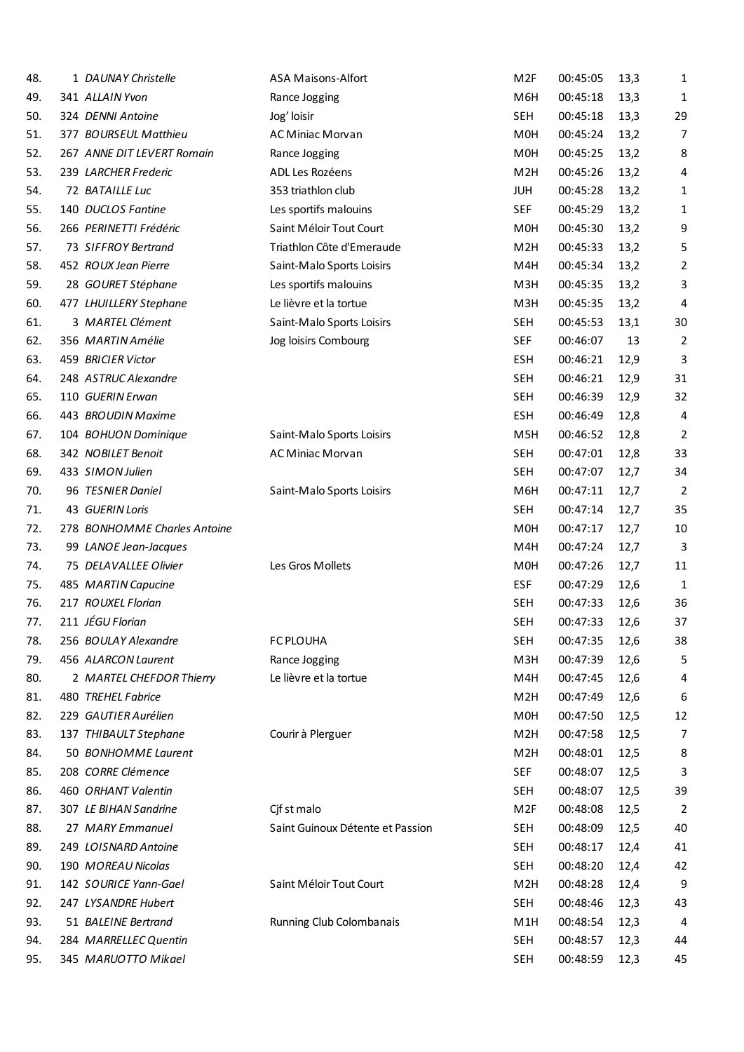| | | | | | | | |
|---|---|---|---|---|---|---|---|
| 48. | 1 | *DAUNAY Christelle* | ASA Maisons-Alfort | M2F | 00:45:05 | 13,3 | 1 |
| 49. | 341 | *ALLAIN Yvon* | Rance Jogging | M6H | 00:45:18 | 13,3 | 1 |
| 50. | 324 | *DENNI Antoine* | Jog' loisir | SEH | 00:45:18 | 13,3 | 29 |
| 51. | 377 | *BOURSEUL Matthieu* | AC Miniac Morvan | M0H | 00:45:24 | 13,2 | 7 |
| 52. | 267 | *ANNE DIT LEVERT Romain* | Rance Jogging | M0H | 00:45:25 | 13,2 | 8 |
| 53. | 239 | *LARCHER Frederic* | ADL Les Rozéens | M2H | 00:45:26 | 13,2 | 4 |
| 54. | 72 | *BATAILLE Luc* | 353 triathlon club | JUH | 00:45:28 | 13,2 | 1 |
| 55. | 140 | *DUCLOS Fantine* | Les sportifs malouins | SEF | 00:45:29 | 13,2 | 1 |
| 56. | 266 | *PERINETTI Frédéric* | Saint Méloir Tout Court | M0H | 00:45:30 | 13,2 | 9 |
| 57. | 73 | *SIFFROY Bertrand* | Triathlon Côte d'Emeraude | M2H | 00:45:33 | 13,2 | 5 |
| 58. | 452 | *ROUX Jean Pierre* | Saint-Malo Sports Loisirs | M4H | 00:45:34 | 13,2 | 2 |
| 59. | 28 | *GOURET Stéphane* | Les sportifs malouins | M3H | 00:45:35 | 13,2 | 3 |
| 60. | 477 | *LHUILLERY Stephane* | Le lièvre et la tortue | M3H | 00:45:35 | 13,2 | 4 |
| 61. | 3 | *MARTEL Clément* | Saint-Malo Sports Loisirs | SEH | 00:45:53 | 13,1 | 30 |
| 62. | 356 | *MARTIN Amélie* | Jog loisirs Combourg | SEF | 00:46:07 | 13 | 2 |
| 63. | 459 | *BRICIER Victor* | | ESH | 00:46:21 | 12,9 | 3 |
| 64. | 248 | *ASTRUC Alexandre* | | SEH | 00:46:21 | 12,9 | 31 |
| 65. | 110 | *GUERIN Erwan* | | SEH | 00:46:39 | 12,9 | 32 |
| 66. | 443 | *BROUDIN Maxime* | | ESH | 00:46:49 | 12,8 | 4 |
| 67. | 104 | *BOHUON Dominique* | Saint-Malo Sports Loisirs | M5H | 00:46:52 | 12,8 | 2 |
| 68. | 342 | *NOBILET Benoit* | AC Miniac Morvan | SEH | 00:47:01 | 12,8 | 33 |
| 69. | 433 | *SIMON Julien* | | SEH | 00:47:07 | 12,7 | 34 |
| 70. | 96 | *TESNIER Daniel* | Saint-Malo Sports Loisirs | M6H | 00:47:11 | 12,7 | 2 |
| 71. | 43 | *GUERIN Loris* | | SEH | 00:47:14 | 12,7 | 35 |
| 72. | 278 | *BONHOMME Charles Antoine* | | M0H | 00:47:17 | 12,7 | 10 |
| 73. | 99 | *LANOE Jean-Jacques* | | M4H | 00:47:24 | 12,7 | 3 |
| 74. | 75 | *DELAVALLEE Olivier* | Les Gros Mollets | M0H | 00:47:26 | 12,7 | 11 |
| 75. | 485 | *MARTIN Capucine* | | ESF | 00:47:29 | 12,6 | 1 |
| 76. | 217 | *ROUXEL Florian* | | SEH | 00:47:33 | 12,6 | 36 |
| 77. | 211 | *JÉGU Florian* | | SEH | 00:47:33 | 12,6 | 37 |
| 78. | 256 | *BOULAY Alexandre* | FC PLOUHA | SEH | 00:47:35 | 12,6 | 38 |
| 79. | 456 | *ALARCON Laurent* | Rance Jogging | M3H | 00:47:39 | 12,6 | 5 |
| 80. | 2 | *MARTEL CHEFDOR Thierry* | Le lièvre et la tortue | M4H | 00:47:45 | 12,6 | 4 |
| 81. | 480 | *TREHEL Fabrice* | | M2H | 00:47:49 | 12,6 | 6 |
| 82. | 229 | *GAUTIER Aurélien* | | M0H | 00:47:50 | 12,5 | 12 |
| 83. | 137 | *THIBAULT Stephane* | Courir à Plerguer | M2H | 00:47:58 | 12,5 | 7 |
| 84. | 50 | *BONHOMME Laurent* | | M2H | 00:48:01 | 12,5 | 8 |
| 85. | 208 | *CORRE Clémence* | | SEF | 00:48:07 | 12,5 | 3 |
| 86. | 460 | *ORHANT Valentin* | | SEH | 00:48:07 | 12,5 | 39 |
| 87. | 307 | *LE BIHAN Sandrine* | Cjf st malo | M2F | 00:48:08 | 12,5 | 2 |
| 88. | 27 | *MARY Emmanuel* | Saint Guinoux Détente et Passion | SEH | 00:48:09 | 12,5 | 40 |
| 89. | 249 | *LOISNARD Antoine* | | SEH | 00:48:17 | 12,4 | 41 |
| 90. | 190 | *MOREAU Nicolas* | | SEH | 00:48:20 | 12,4 | 42 |
| 91. | 142 | *SOURICE Yann-Gael* | Saint Méloir Tout Court | M2H | 00:48:28 | 12,4 | 9 |
| 92. | 247 | *LYSANDRE Hubert* | | SEH | 00:48:46 | 12,3 | 43 |
| 93. | 51 | *BALEINE Bertrand* | Running Club Colombanais | M1H | 00:48:54 | 12,3 | 4 |
| 94. | 284 | *MARRELLEC Quentin* | | SEH | 00:48:57 | 12,3 | 44 |
| 95. | 345 | *MARUOTTO Mikael* | | SEH | 00:48:59 | 12,3 | 45 |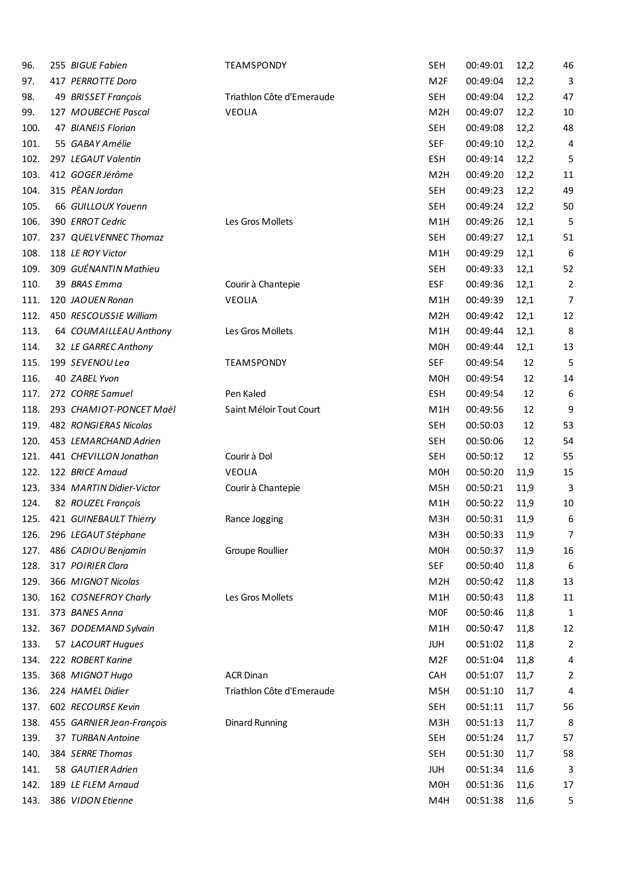| | | | | | | | |
|---|---|---|---|---|---|---|---|
| 96. | 255 | *BIGUE Fabien* | TEAMSPONDY | SEH | 00:49:01 | 12,2 | 46 |
| 97. | 417 | *PERROTTE Doro* | | M2F | 00:49:04 | 12,2 | 3 |
| 98. | 49 | *BRISSET François* | Triathlon Côte d'Emeraude | SEH | 00:49:04 | 12,2 | 47 |
| 99. | 127 | *MOUBECHE Pascal* | VEOLIA | M2H | 00:49:07 | 12,2 | 10 |
| 100. | 47 | *BIANEIS Florian* | | SEH | 00:49:08 | 12,2 | 48 |
| 101. | 55 | *GABAY Amélie* | | SEF | 00:49:10 | 12,2 | 4 |
| 102. | 297 | *LEGAUT Valentin* | | ESH | 00:49:14 | 12,2 | 5 |
| 103. | 412 | *GOGER Jérôme* | | M2H | 00:49:20 | 12,2 | 11 |
| 104. | 315 | *PÈAN Jordan* | | SEH | 00:49:23 | 12,2 | 49 |
| 105. | 66 | *GUILLOUX Youenn* | | SEH | 00:49:24 | 12,2 | 50 |
| 106. | 390 | *ERROT Cedric* | Les Gros Mollets | M1H | 00:49:26 | 12,1 | 5 |
| 107. | 237 | *QUELVENNEC Thomaz* | | SEH | 00:49:27 | 12,1 | 51 |
| 108. | 118 | *LE ROY Victor* | | M1H | 00:49:29 | 12,1 | 6 |
| 109. | 309 | *GUÉNANTIN Mathieu* | | SEH | 00:49:33 | 12,1 | 52 |
| 110. | 39 | *BRAS Emma* | Courir à Chantepie | ESF | 00:49:36 | 12,1 | 2 |
| 111. | 120 | *JAOUEN Ronan* | VEOLIA | M1H | 00:49:39 | 12,1 | 7 |
| 112. | 450 | *RESCOUSSIE William* | | M2H | 00:49:42 | 12,1 | 12 |
| 113. | 64 | *COUMAILLEAU Anthony* | Les Gros Mollets | M1H | 00:49:44 | 12,1 | 8 |
| 114. | 32 | *LE GARREC Anthony* | | M0H | 00:49:44 | 12,1 | 13 |
| 115. | 199 | *SEVENOU Lea* | TEAMSPONDY | SEF | 00:49:54 | 12 | 5 |
| 116. | 40 | *ZABEL Yvon* | | M0H | 00:49:54 | 12 | 14 |
| 117. | 272 | *CORRE Samuel* | Pen Kaled | ESH | 00:49:54 | 12 | 6 |
| 118. | 293 | *CHAMIOT-PONCET Maël* | Saint Méloir Tout Court | M1H | 00:49:56 | 12 | 9 |
| 119. | 482 | *RONGIERAS Nicolas* | | SEH | 00:50:03 | 12 | 53 |
| 120. | 453 | *LEMARCHAND Adrien* | | SEH | 00:50:06 | 12 | 54 |
| 121. | 441 | *CHEVILLON Jonathan* | Courir à Dol | SEH | 00:50:12 | 12 | 55 |
| 122. | 122 | *BRICE Arnaud* | VEOLIA | M0H | 00:50:20 | 11,9 | 15 |
| 123. | 334 | *MARTIN Didier-Victor* | Courir à Chantepie | M5H | 00:50:21 | 11,9 | 3 |
| 124. | 82 | *ROUZEL François* | | M1H | 00:50:22 | 11,9 | 10 |
| 125. | 421 | *GUINEBAULT Thierry* | Rance Jogging | M3H | 00:50:31 | 11,9 | 6 |
| 126. | 296 | *LEGAUT Stéphane* | | M3H | 00:50:33 | 11,9 | 7 |
| 127. | 486 | *CADIOU Benjamin* | Groupe Roullier | M0H | 00:50:37 | 11,9 | 16 |
| 128. | 317 | *POIRIER Clara* | | SEF | 00:50:40 | 11,8 | 6 |
| 129. | 366 | *MIGNOT Nicolas* | | M2H | 00:50:42 | 11,8 | 13 |
| 130. | 162 | *COSNEFROY Charly* | Les Gros Mollets | M1H | 00:50:43 | 11,8 | 11 |
| 131. | 373 | *BANES Anna* | | M0F | 00:50:46 | 11,8 | 1 |
| 132. | 367 | *DODEMAND Sylvain* | | M1H | 00:50:47 | 11,8 | 12 |
| 133. | 57 | *LACOURT Hugues* | | JUH | 00:51:02 | 11,8 | 2 |
| 134. | 222 | *ROBERT Karine* | | M2F | 00:51:04 | 11,8 | 4 |
| 135. | 368 | *MIGNOT Hugo* | ACR Dinan | CAH | 00:51:07 | 11,7 | 2 |
| 136. | 224 | *HAMEL Didier* | Triathlon Côte d'Emeraude | M5H | 00:51:10 | 11,7 | 4 |
| 137. | 602 | *RECOURSE Kevin* | | SEH | 00:51:11 | 11,7 | 56 |
| 138. | 455 | *GARNIER Jean-François* | Dinard Running | M3H | 00:51:13 | 11,7 | 8 |
| 139. | 37 | *TURBAN Antoine* | | SEH | 00:51:24 | 11,7 | 57 |
| 140. | 384 | *SERRE Thomas* | | SEH | 00:51:30 | 11,7 | 58 |
| 141. | 58 | *GAUTIER Adrien* | | JUH | 00:51:34 | 11,6 | 3 |
| 142. | 189 | *LE FLEM Arnaud* | | M0H | 00:51:36 | 11,6 | 17 |
| 143. | 386 | *VIDON Etienne* | | M4H | 00:51:38 | 11,6 | 5 |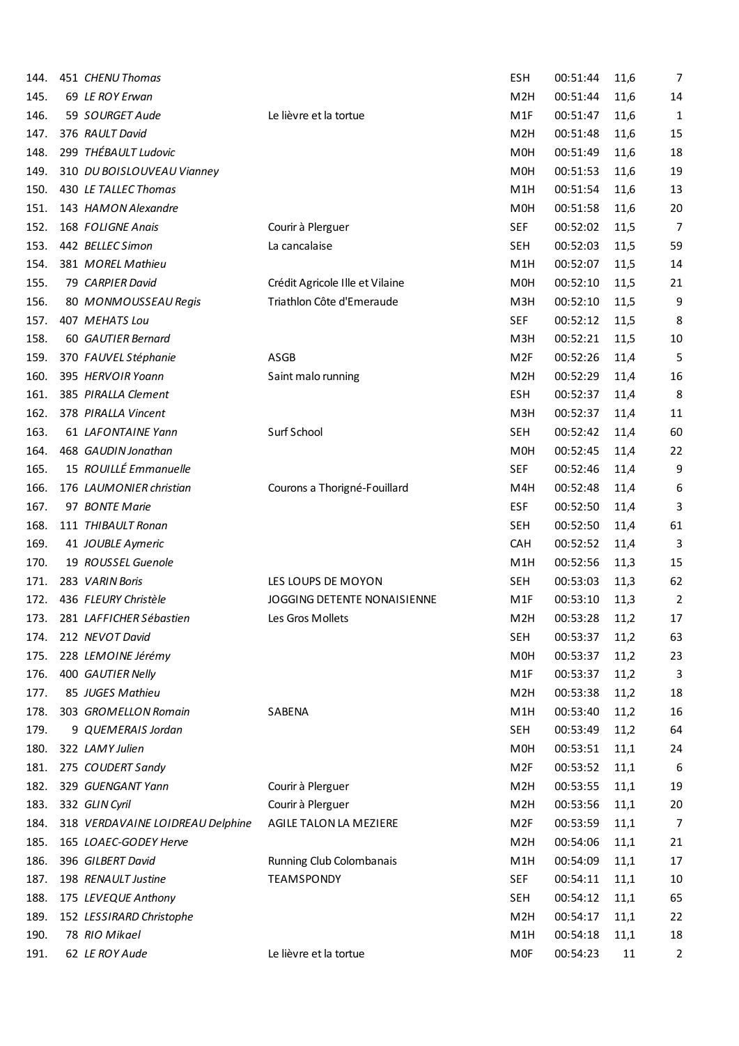| | | | | | | | |
|---|---|---|---|---|---|---|---|
| 144. | 451 | *CHENU Thomas* | | ESH | 00:51:44 | 11,6 | 7 |
| 145. | 69 | *LE ROY Erwan* | | M2H | 00:51:44 | 11,6 | 14 |
| 146. | 59 | *SOURGET Aude* | Le lièvre et la tortue | M1F | 00:51:47 | 11,6 | 1 |
| 147. | 376 | *RAULT David* | | M2H | 00:51:48 | 11,6 | 15 |
| 148. | 299 | *THÉBAULT Ludovic* | | M0H | 00:51:49 | 11,6 | 18 |
| 149. | 310 | *DU BOISLOUVEAU Vianney* | | M0H | 00:51:53 | 11,6 | 19 |
| 150. | 430 | *LE TALLEC Thomas* | | M1H | 00:51:54 | 11,6 | 13 |
| 151. | 143 | *HAMON Alexandre* | | M0H | 00:51:58 | 11,6 | 20 |
| 152. | 168 | *FOLIGNE Anais* | Courir à Plerguer | SEF | 00:52:02 | 11,5 | 7 |
| 153. | 442 | *BELLEC Simon* | La cancalaise | SEH | 00:52:03 | 11,5 | 59 |
| 154. | 381 | *MOREL Mathieu* | | M1H | 00:52:07 | 11,5 | 14 |
| 155. | 79 | *CARPIER David* | Crédit Agricole Ille et Vilaine | M0H | 00:52:10 | 11,5 | 21 |
| 156. | 80 | *MONMOUSSEAU Regis* | Triathlon Côte d'Emeraude | M3H | 00:52:10 | 11,5 | 9 |
| 157. | 407 | *MEHATS Lou* | | SEF | 00:52:12 | 11,5 | 8 |
| 158. | 60 | *GAUTIER Bernard* | | M3H | 00:52:21 | 11,5 | 10 |
| 159. | 370 | *FAUVEL Stéphanie* | ASGB | M2F | 00:52:26 | 11,4 | 5 |
| 160. | 395 | *HERVOIR Yoann* | Saint malo running | M2H | 00:52:29 | 11,4 | 16 |
| 161. | 385 | *PIRALLA Clement* | | ESH | 00:52:37 | 11,4 | 8 |
| 162. | 378 | *PIRALLA Vincent* | | M3H | 00:52:37 | 11,4 | 11 |
| 163. | 61 | *LAFONTAINE Yann* | Surf School | SEH | 00:52:42 | 11,4 | 60 |
| 164. | 468 | *GAUDIN Jonathan* | | M0H | 00:52:45 | 11,4 | 22 |
| 165. | 15 | *ROUILLÉ Emmanuelle* | | SEF | 00:52:46 | 11,4 | 9 |
| 166. | 176 | *LAUMONIER christian* | Courons a Thorigné-Fouillard | M4H | 00:52:48 | 11,4 | 6 |
| 167. | 97 | *BONTE Marie* | | ESF | 00:52:50 | 11,4 | 3 |
| 168. | 111 | *THIBAULT Ronan* | | SEH | 00:52:50 | 11,4 | 61 |
| 169. | 41 | *JOUBLE Aymeric* | | CAH | 00:52:52 | 11,4 | 3 |
| 170. | 19 | *ROUSSEL Guenole* | | M1H | 00:52:56 | 11,3 | 15 |
| 171. | 283 | *VARIN Boris* | LES LOUPS DE MOYON | SEH | 00:53:03 | 11,3 | 62 |
| 172. | 436 | *FLEURY Christèle* | JOGGING DETENTE NONAISIENNE | M1F | 00:53:10 | 11,3 | 2 |
| 173. | 281 | *LAFFICHER Sébastien* | Les Gros Mollets | M2H | 00:53:28 | 11,2 | 17 |
| 174. | 212 | *NEVOT David* | | SEH | 00:53:37 | 11,2 | 63 |
| 175. | 228 | *LEMOINE Jérémy* | | M0H | 00:53:37 | 11,2 | 23 |
| 176. | 400 | *GAUTIER Nelly* | | M1F | 00:53:37 | 11,2 | 3 |
| 177. | 85 | *JUGES Mathieu* | | M2H | 00:53:38 | 11,2 | 18 |
| 178. | 303 | *GROMELLON Romain* | SABENA | M1H | 00:53:40 | 11,2 | 16 |
| 179. | 9 | *QUEMERAIS Jordan* | | SEH | 00:53:49 | 11,2 | 64 |
| 180. | 322 | *LAMY Julien* | | M0H | 00:53:51 | 11,1 | 24 |
| 181. | 275 | *COUDERT Sandy* | | M2F | 00:53:52 | 11,1 | 6 |
| 182. | 329 | *GUENGANT Yann* | Courir à Plerguer | M2H | 00:53:55 | 11,1 | 19 |
| 183. | 332 | *GLIN Cyril* | Courir à Plerguer | M2H | 00:53:56 | 11,1 | 20 |
| 184. | 318 | *VERDAVAINE LOIDREAU Delphine* | AGILE TALON LA MEZIERE | M2F | 00:53:59 | 11,1 | 7 |
| 185. | 165 | *LOAEC-GODEY Herve* | | M2H | 00:54:06 | 11,1 | 21 |
| 186. | 396 | *GILBERT David* | Running Club Colombanais | M1H | 00:54:09 | 11,1 | 17 |
| 187. | 198 | *RENAULT Justine* | TEAMSPONDY | SEF | 00:54:11 | 11,1 | 10 |
| 188. | 175 | *LEVEQUE Anthony* | | SEH | 00:54:12 | 11,1 | 65 |
| 189. | 152 | *LESSIRARD Christophe* | | M2H | 00:54:17 | 11,1 | 22 |
| 190. | 78 | *RIO Mikael* | | M1H | 00:54:18 | 11,1 | 18 |
| 191. | 62 | *LE ROY Aude* | Le lièvre et la tortue | M0F | 00:54:23 | 11 | 2 |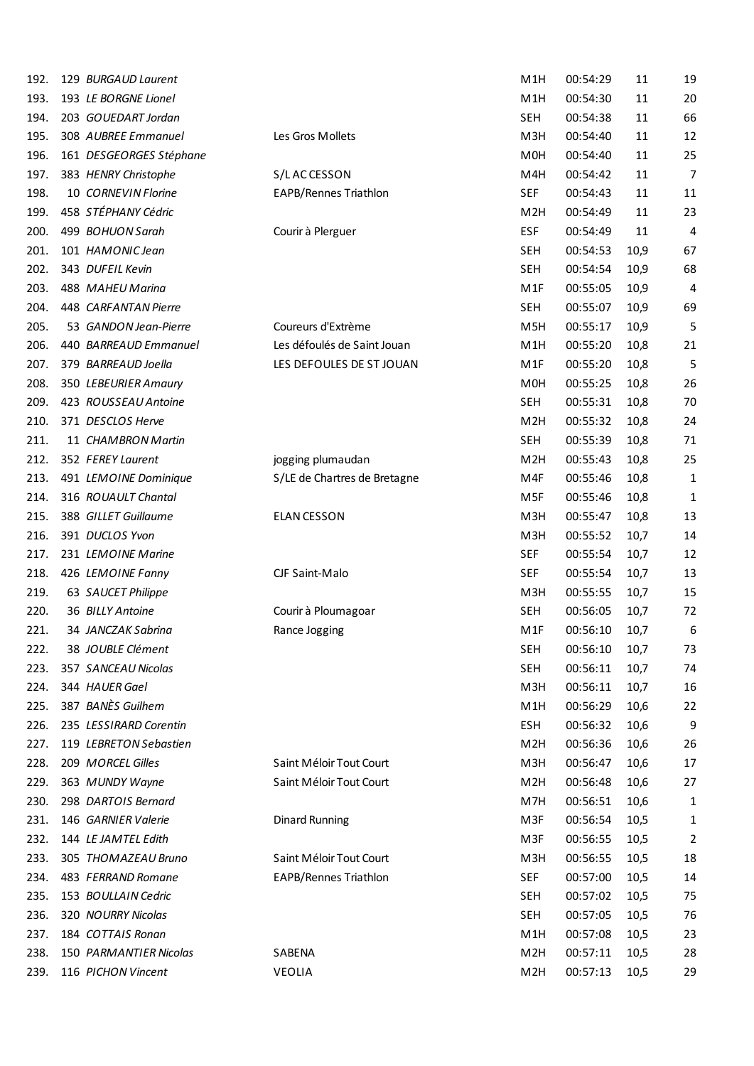| | | | | | | | |
|---|---|---|---|---|---|---|---|
| 192. | 129 | *BURGAUD Laurent* | | M1H | 00:54:29 | 11 | 19 |
| 193. | 193 | *LE BORGNE Lionel* | | M1H | 00:54:30 | 11 | 20 |
| 194. | 203 | *GOUEDART Jordan* | | SEH | 00:54:38 | 11 | 66 |
| 195. | 308 | *AUBREE Emmanuel* | Les Gros Mollets | M3H | 00:54:40 | 11 | 12 |
| 196. | 161 | *DESGEORGES Stéphane* | | M0H | 00:54:40 | 11 | 25 |
| 197. | 383 | *HENRY Christophe* | S/L AC CESSON | M4H | 00:54:42 | 11 | 7 |
| 198. | 10 | *CORNEVIN Florine* | EAPB/Rennes Triathlon | SEF | 00:54:43 | 11 | 11 |
| 199. | 458 | *STÉPHANY Cédric* | | M2H | 00:54:49 | 11 | 23 |
| 200. | 499 | *BOHUON Sarah* | Courir à Plerguer | ESF | 00:54:49 | 11 | 4 |
| 201. | 101 | *HAMONIC Jean* | | SEH | 00:54:53 | 10,9 | 67 |
| 202. | 343 | *DUFEIL Kevin* | | SEH | 00:54:54 | 10,9 | 68 |
| 203. | 488 | *MAHEU Marina* | | M1F | 00:55:05 | 10,9 | 4 |
| 204. | 448 | *CARFANTAN Pierre* | | SEH | 00:55:07 | 10,9 | 69 |
| 205. | 53 | *GANDON Jean-Pierre* | Coureurs d'Extrème | M5H | 00:55:17 | 10,9 | 5 |
| 206. | 440 | *BARREAUD Emmanuel* | Les défoulés de Saint Jouan | M1H | 00:55:20 | 10,8 | 21 |
| 207. | 379 | *BARREAUD Joella* | LES DEFOULES DE ST JOUAN | M1F | 00:55:20 | 10,8 | 5 |
| 208. | 350 | *LEBEURIER Amaury* | | M0H | 00:55:25 | 10,8 | 26 |
| 209. | 423 | *ROUSSEAU Antoine* | | SEH | 00:55:31 | 10,8 | 70 |
| 210. | 371 | *DESCLOS Herve* | | M2H | 00:55:32 | 10,8 | 24 |
| 211. | 11 | *CHAMBRON Martin* | | SEH | 00:55:39 | 10,8 | 71 |
| 212. | 352 | *FEREY Laurent* | jogging plumaudan | M2H | 00:55:43 | 10,8 | 25 |
| 213. | 491 | *LEMOINE Dominique* | S/LE de Chartres de Bretagne | M4F | 00:55:46 | 10,8 | 1 |
| 214. | 316 | *ROUAULT Chantal* | | M5F | 00:55:46 | 10,8 | 1 |
| 215. | 388 | *GILLET Guillaume* | ELAN CESSON | M3H | 00:55:47 | 10,8 | 13 |
| 216. | 391 | *DUCLOS Yvon* | | M3H | 00:55:52 | 10,7 | 14 |
| 217. | 231 | *LEMOINE Marine* | | SEF | 00:55:54 | 10,7 | 12 |
| 218. | 426 | *LEMOINE Fanny* | CJF Saint-Malo | SEF | 00:55:54 | 10,7 | 13 |
| 219. | 63 | *SAUCET Philippe* | | M3H | 00:55:55 | 10,7 | 15 |
| 220. | 36 | *BILLY Antoine* | Courir à Ploumagoar | SEH | 00:56:05 | 10,7 | 72 |
| 221. | 34 | *JANCZAK Sabrina* | Rance Jogging | M1F | 00:56:10 | 10,7 | 6 |
| 222. | 38 | *JOUBLE Clément* | | SEH | 00:56:10 | 10,7 | 73 |
| 223. | 357 | *SANCEAU Nicolas* | | SEH | 00:56:11 | 10,7 | 74 |
| 224. | 344 | *HAUER Gael* | | M3H | 00:56:11 | 10,7 | 16 |
| 225. | 387 | *BANÈS Guilhem* | | M1H | 00:56:29 | 10,6 | 22 |
| 226. | 235 | *LESSIRARD Corentin* | | ESH | 00:56:32 | 10,6 | 9 |
| 227. | 119 | *LEBRETON Sebastien* | | M2H | 00:56:36 | 10,6 | 26 |
| 228. | 209 | *MORCEL Gilles* | Saint Méloir Tout Court | M3H | 00:56:47 | 10,6 | 17 |
| 229. | 363 | *MUNDY Wayne* | Saint Méloir Tout Court | M2H | 00:56:48 | 10,6 | 27 |
| 230. | 298 | *DARTOIS Bernard* | | M7H | 00:56:51 | 10,6 | 1 |
| 231. | 146 | *GARNIER Valerie* | Dinard Running | M3F | 00:56:54 | 10,5 | 1 |
| 232. | 144 | *LE JAMTEL Edith* | | M3F | 00:56:55 | 10,5 | 2 |
| 233. | 305 | *THOMAZEAU Bruno* | Saint Méloir Tout Court | M3H | 00:56:55 | 10,5 | 18 |
| 234. | 483 | *FERRAND Romane* | EAPB/Rennes Triathlon | SEF | 00:57:00 | 10,5 | 14 |
| 235. | 153 | *BOULLAIN Cedric* | | SEH | 00:57:02 | 10,5 | 75 |
| 236. | 320 | *NOURRY Nicolas* | | SEH | 00:57:05 | 10,5 | 76 |
| 237. | 184 | *COTTAIS Ronan* | | M1H | 00:57:08 | 10,5 | 23 |
| 238. | 150 | *PARMANTIER Nicolas* | SABENA | M2H | 00:57:11 | 10,5 | 28 |
| 239. | 116 | *PICHON Vincent* | VEOLIA | M2H | 00:57:13 | 10,5 | 29 |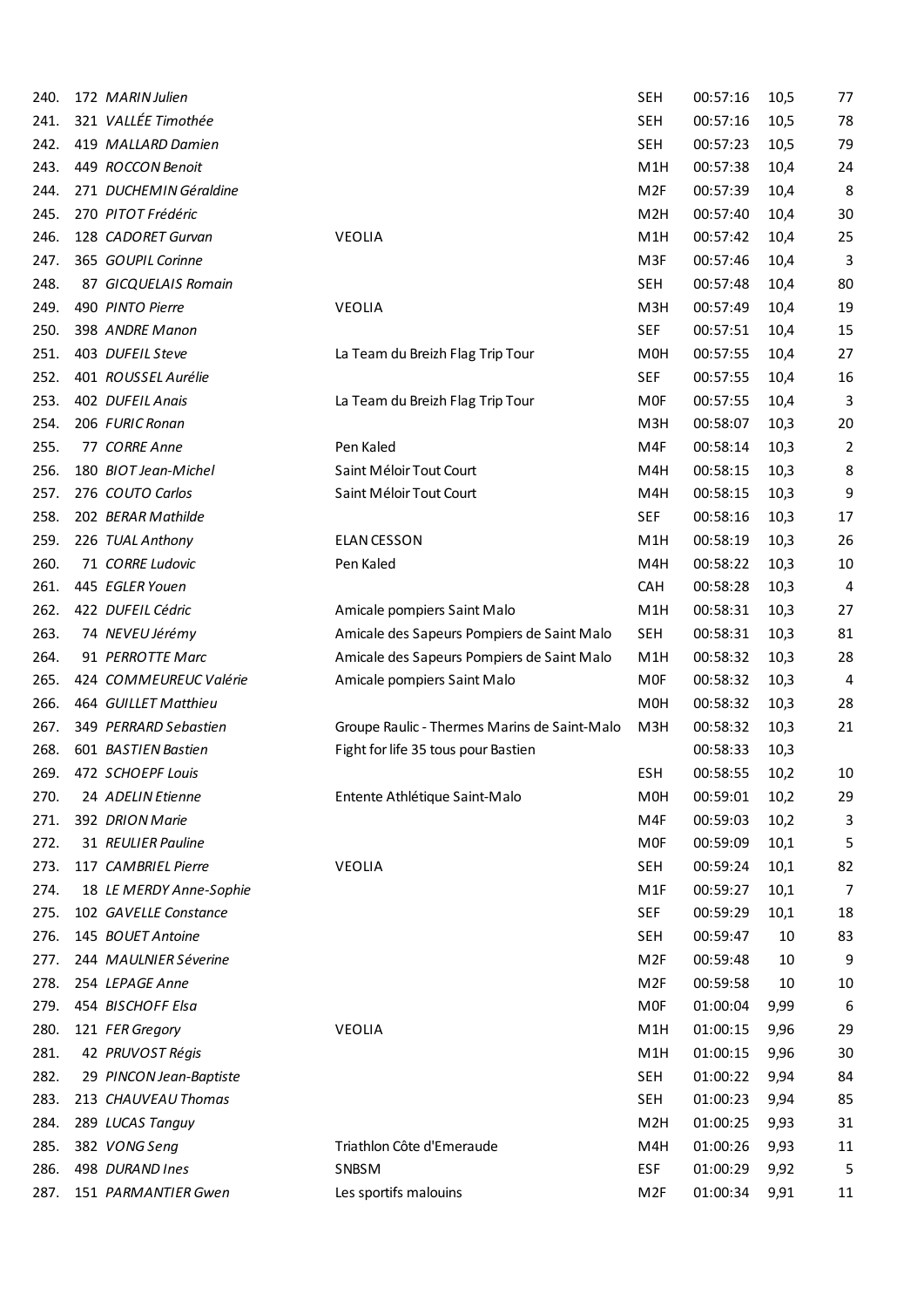| | | | | | | |
|---|---|---|---|---|---|---|
| 240. | 172 *MARIN Julien* | | SEH | 00:57:16 | 10,5 | 77 |
| 241. | 321 *VALLÉE Timothée* | | SEH | 00:57:16 | 10,5 | 78 |
| 242. | 419 *MALLARD Damien* | | SEH | 00:57:23 | 10,5 | 79 |
| 243. | 449 *ROCCON Benoit* | | M1H | 00:57:38 | 10,4 | 24 |
| 244. | 271 *DUCHEMIN Géraldine* | | M2F | 00:57:39 | 10,4 | 8 |
| 245. | 270 *PITOT Frédéric* | | M2H | 00:57:40 | 10,4 | 30 |
| 246. | 128 *CADORET Gurvan* | VEOLIA | M1H | 00:57:42 | 10,4 | 25 |
| 247. | 365 *GOUPIL Corinne* | | M3F | 00:57:46 | 10,4 | 3 |
| 248. | 87 *GICQUELAIS Romain* | | SEH | 00:57:48 | 10,4 | 80 |
| 249. | 490 *PINTO Pierre* | VEOLIA | M3H | 00:57:49 | 10,4 | 19 |
| 250. | 398 *ANDRE Manon* | | SEF | 00:57:51 | 10,4 | 15 |
| 251. | 403 *DUFEIL Steve* | La Team du Breizh Flag Trip Tour | M0H | 00:57:55 | 10,4 | 27 |
| 252. | 401 *ROUSSEL Aurélie* | | SEF | 00:57:55 | 10,4 | 16 |
| 253. | 402 *DUFEIL Anais* | La Team du Breizh Flag Trip Tour | M0F | 00:57:55 | 10,4 | 3 |
| 254. | 206 *FURIC Ronan* | | M3H | 00:58:07 | 10,3 | 20 |
| 255. | 77 *CORRE Anne* | Pen Kaled | M4F | 00:58:14 | 10,3 | 2 |
| 256. | 180 *BIOT Jean-Michel* | Saint Méloir Tout Court | M4H | 00:58:15 | 10,3 | 8 |
| 257. | 276 *COUTO Carlos* | Saint Méloir Tout Court | M4H | 00:58:15 | 10,3 | 9 |
| 258. | 202 *BERAR Mathilde* | | SEF | 00:58:16 | 10,3 | 17 |
| 259. | 226 *TUAL Anthony* | ELAN CESSON | M1H | 00:58:19 | 10,3 | 26 |
| 260. | 71 *CORRE Ludovic* | Pen Kaled | M4H | 00:58:22 | 10,3 | 10 |
| 261. | 445 *EGLER Youen* | | CAH | 00:58:28 | 10,3 | 4 |
| 262. | 422 *DUFEIL Cédric* | Amicale pompiers Saint Malo | M1H | 00:58:31 | 10,3 | 27 |
| 263. | 74 *NEVEU Jérémy* | Amicale des Sapeurs Pompiers de Saint Malo | SEH | 00:58:31 | 10,3 | 81 |
| 264. | 91 *PERROTTE Marc* | Amicale des Sapeurs Pompiers de Saint Malo | M1H | 00:58:32 | 10,3 | 28 |
| 265. | 424 *COMMEUREUC Valérie* | Amicale pompiers Saint Malo | M0F | 00:58:32 | 10,3 | 4 |
| 266. | 464 *GUILLET Matthieu* | | M0H | 00:58:32 | 10,3 | 28 |
| 267. | 349 *PERRARD Sebastien* | Groupe Raulic - Thermes Marins de Saint-Malo | M3H | 00:58:32 | 10,3 | 21 |
| 268. | 601 *BASTIEN Bastien* | Fight for life 35 tous pour Bastien | | 00:58:33 | 10,3 | |
| 269. | 472 *SCHOEPF Louis* | | ESH | 00:58:55 | 10,2 | 10 |
| 270. | 24 *ADELIN Etienne* | Entente Athlétique Saint-Malo | M0H | 00:59:01 | 10,2 | 29 |
| 271. | 392 *DRION Marie* | | M4F | 00:59:03 | 10,2 | 3 |
| 272. | 31 *REULIER Pauline* | | M0F | 00:59:09 | 10,1 | 5 |
| 273. | 117 *CAMBRIEL Pierre* | VEOLIA | SEH | 00:59:24 | 10,1 | 82 |
| 274. | 18 *LE MERDY Anne-Sophie* | | M1F | 00:59:27 | 10,1 | 7 |
| 275. | 102 *GAVELLE Constance* | | SEF | 00:59:29 | 10,1 | 18 |
| 276. | 145 *BOUET Antoine* | | SEH | 00:59:47 | 10 | 83 |
| 277. | 244 *MAULNIER Séverine* | | M2F | 00:59:48 | 10 | 9 |
| 278. | 254 *LEPAGE Anne* | | M2F | 00:59:58 | 10 | 10 |
| 279. | 454 *BISCHOFF Elsa* | | M0F | 01:00:04 | 9,99 | 6 |
| 280. | 121 *FER Gregory* | VEOLIA | M1H | 01:00:15 | 9,96 | 29 |
| 281. | 42 *PRUVOST Régis* | | M1H | 01:00:15 | 9,96 | 30 |
| 282. | 29 *PINCON Jean-Baptiste* | | SEH | 01:00:22 | 9,94 | 84 |
| 283. | 213 *CHAUVEAU Thomas* | | SEH | 01:00:23 | 9,94 | 85 |
| 284. | 289 *LUCAS Tanguy* | | M2H | 01:00:25 | 9,93 | 31 |
| 285. | 382 *VONG Seng* | Triathlon Côte d'Emeraude | M4H | 01:00:26 | 9,93 | 11 |
| 286. | 498 *DURAND Ines* | SNBSM | ESF | 01:00:29 | 9,92 | 5 |
| 287. | 151 *PARMANTIER Gwen* | Les sportifs malouins | M2F | 01:00:34 | 9,91 | 11 |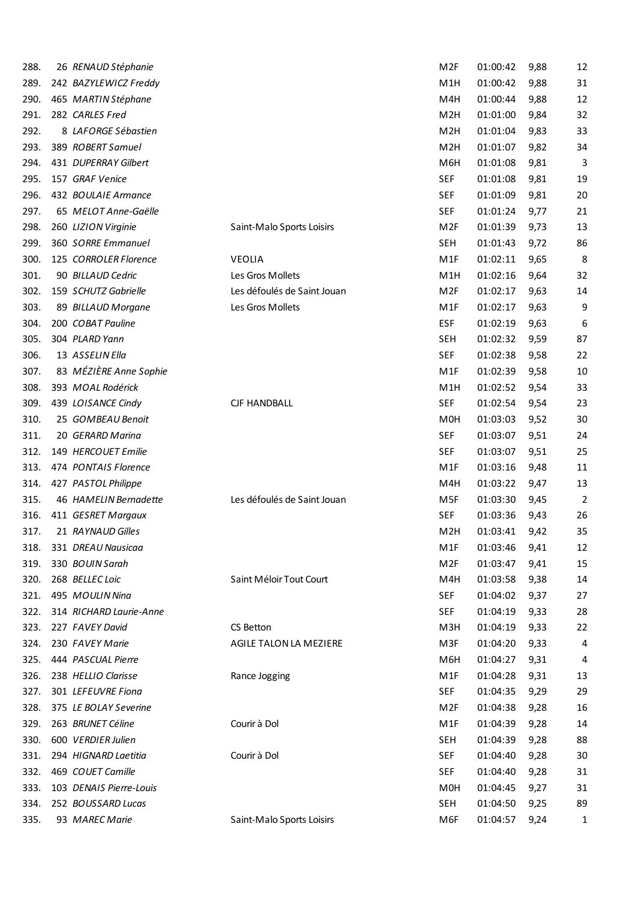| | | | | | | | |
|---|---|---|---|---|---|---|---|
| 288. | 26 | *RENAUD Stéphanie* | | M2F | 01:00:42 | 9,88 | 12 |
| 289. | 242 | *BAZYLEWICZ Freddy* | | M1H | 01:00:42 | 9,88 | 31 |
| 290. | 465 | *MARTIN Stéphane* | | M4H | 01:00:44 | 9,88 | 12 |
| 291. | 282 | *CARLES Fred* | | M2H | 01:01:00 | 9,84 | 32 |
| 292. | 8 | *LAFORGE Sébastien* | | M2H | 01:01:04 | 9,83 | 33 |
| 293. | 389 | *ROBERT Samuel* | | M2H | 01:01:07 | 9,82 | 34 |
| 294. | 431 | *DUPERRAY Gilbert* | | M6H | 01:01:08 | 9,81 | 3 |
| 295. | 157 | *GRAF Venice* | | SEF | 01:01:08 | 9,81 | 19 |
| 296. | 432 | *BOULAIE Armance* | | SEF | 01:01:09 | 9,81 | 20 |
| 297. | 65 | *MELOT Anne-Gaëlle* | | SEF | 01:01:24 | 9,77 | 21 |
| 298. | 260 | *LIZION Virginie* | Saint-Malo Sports Loisirs | M2F | 01:01:39 | 9,73 | 13 |
| 299. | 360 | *SORRE Emmanuel* | | SEH | 01:01:43 | 9,72 | 86 |
| 300. | 125 | *CORROLER Florence* | VEOLIA | M1F | 01:02:11 | 9,65 | 8 |
| 301. | 90 | *BILLAUD Cedric* | Les Gros Mollets | M1H | 01:02:16 | 9,64 | 32 |
| 302. | 159 | *SCHUTZ Gabrielle* | Les défoulés de Saint Jouan | M2F | 01:02:17 | 9,63 | 14 |
| 303. | 89 | *BILLAUD Morgane* | Les Gros Mollets | M1F | 01:02:17 | 9,63 | 9 |
| 304. | 200 | *COBAT Pauline* | | ESF | 01:02:19 | 9,63 | 6 |
| 305. | 304 | *PLARD Yann* | | SEH | 01:02:32 | 9,59 | 87 |
| 306. | 13 | *ASSELIN Ella* | | SEF | 01:02:38 | 9,58 | 22 |
| 307. | 83 | *MÉZIÈRE Anne Sophie* | | M1F | 01:02:39 | 9,58 | 10 |
| 308. | 393 | *MOAL Rodérick* | | M1H | 01:02:52 | 9,54 | 33 |
| 309. | 439 | *LOISANCE Cindy* | CJF HANDBALL | SEF | 01:02:54 | 9,54 | 23 |
| 310. | 25 | *GOMBEAU Benoit* | | M0H | 01:03:03 | 9,52 | 30 |
| 311. | 20 | *GERARD Marina* | | SEF | 01:03:07 | 9,51 | 24 |
| 312. | 149 | *HERCOUET Emilie* | | SEF | 01:03:07 | 9,51 | 25 |
| 313. | 474 | *PONTAIS Florence* | | M1F | 01:03:16 | 9,48 | 11 |
| 314. | 427 | *PASTOL Philippe* | | M4H | 01:03:22 | 9,47 | 13 |
| 315. | 46 | *HAMELIN Bernadette* | Les défoulés de Saint Jouan | M5F | 01:03:30 | 9,45 | 2 |
| 316. | 411 | *GESRET Margaux* | | SEF | 01:03:36 | 9,43 | 26 |
| 317. | 21 | *RAYNAUD Gilles* | | M2H | 01:03:41 | 9,42 | 35 |
| 318. | 331 | *DREAU Nausicaa* | | M1F | 01:03:46 | 9,41 | 12 |
| 319. | 330 | *BOUIN Sarah* | | M2F | 01:03:47 | 9,41 | 15 |
| 320. | 268 | *BELLEC Loic* | Saint Méloir Tout Court | M4H | 01:03:58 | 9,38 | 14 |
| 321. | 495 | *MOULIN Nina* | | SEF | 01:04:02 | 9,37 | 27 |
| 322. | 314 | *RICHARD Laurie-Anne* | | SEF | 01:04:19 | 9,33 | 28 |
| 323. | 227 | *FAVEY David* | CS Betton | M3H | 01:04:19 | 9,33 | 22 |
| 324. | 230 | *FAVEY Marie* | AGILE TALON LA MEZIERE | M3F | 01:04:20 | 9,33 | 4 |
| 325. | 444 | *PASCUAL Pierre* | | M6H | 01:04:27 | 9,31 | 4 |
| 326. | 238 | *HELLIO Clarisse* | Rance Jogging | M1F | 01:04:28 | 9,31 | 13 |
| 327. | 301 | *LEFEUVRE Fiona* | | SEF | 01:04:35 | 9,29 | 29 |
| 328. | 375 | *LE BOLAY Severine* | | M2F | 01:04:38 | 9,28 | 16 |
| 329. | 263 | *BRUNET Céline* | Courir à Dol | M1F | 01:04:39 | 9,28 | 14 |
| 330. | 600 | *VERDIER Julien* | | SEH | 01:04:39 | 9,28 | 88 |
| 331. | 294 | *HIGNARD Laetitia* | Courir à Dol | SEF | 01:04:40 | 9,28 | 30 |
| 332. | 469 | *COUET Camille* | | SEF | 01:04:40 | 9,28 | 31 |
| 333. | 103 | *DENAIS Pierre-Louis* | | M0H | 01:04:45 | 9,27 | 31 |
| 334. | 252 | *BOUSSARD Lucas* | | SEH | 01:04:50 | 9,25 | 89 |
| 335. | 93 | *MAREC Marie* | Saint-Malo Sports Loisirs | M6F | 01:04:57 | 9,24 | 1 |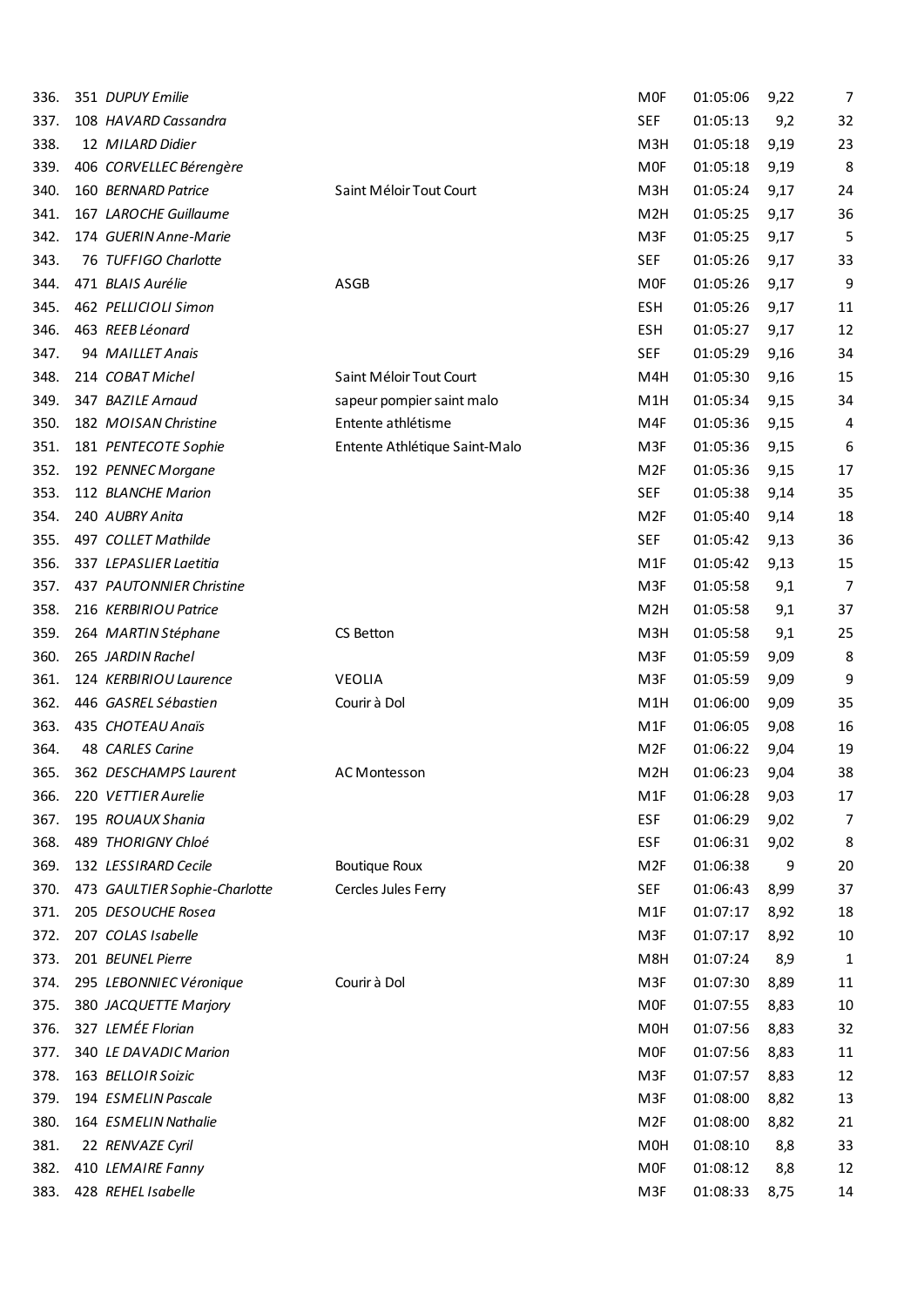| | | | | | | | |
|---|---|---|---|---|---|---|---|
| 336. | 351 | *DUPUY Emilie* | | M0F | 01:05:06 | 9,22 | 7 |
| 337. | 108 | *HAVARD Cassandra* | | SEF | 01:05:13 | 9,2 | 32 |
| 338. | 12 | *MILARD Didier* | | M3H | 01:05:18 | 9,19 | 23 |
| 339. | 406 | *CORVELLEC Bérengère* | | M0F | 01:05:18 | 9,19 | 8 |
| 340. | 160 | *BERNARD Patrice* | Saint Méloir Tout Court | M3H | 01:05:24 | 9,17 | 24 |
| 341. | 167 | *LAROCHE Guillaume* | | M2H | 01:05:25 | 9,17 | 36 |
| 342. | 174 | *GUERIN Anne-Marie* | | M3F | 01:05:25 | 9,17 | 5 |
| 343. | 76 | *TUFFIGO Charlotte* | | SEF | 01:05:26 | 9,17 | 33 |
| 344. | 471 | *BLAIS Aurélie* | ASGB | M0F | 01:05:26 | 9,17 | 9 |
| 345. | 462 | *PELLICIOLI Simon* | | ESH | 01:05:26 | 9,17 | 11 |
| 346. | 463 | *REEB Léonard* | | ESH | 01:05:27 | 9,17 | 12 |
| 347. | 94 | *MAILLET Anais* | | SEF | 01:05:29 | 9,16 | 34 |
| 348. | 214 | *COBAT Michel* | Saint Méloir Tout Court | M4H | 01:05:30 | 9,16 | 15 |
| 349. | 347 | *BAZILE Arnaud* | sapeur pompier saint malo | M1H | 01:05:34 | 9,15 | 34 |
| 350. | 182 | *MOISAN Christine* | Entente athlétisme | M4F | 01:05:36 | 9,15 | 4 |
| 351. | 181 | *PENTECOTE Sophie* | Entente Athlétique Saint-Malo | M3F | 01:05:36 | 9,15 | 6 |
| 352. | 192 | *PENNEC Morgane* | | M2F | 01:05:36 | 9,15 | 17 |
| 353. | 112 | *BLANCHE Marion* | | SEF | 01:05:38 | 9,14 | 35 |
| 354. | 240 | *AUBRY Anita* | | M2F | 01:05:40 | 9,14 | 18 |
| 355. | 497 | *COLLET Mathilde* | | SEF | 01:05:42 | 9,13 | 36 |
| 356. | 337 | *LEPASLIER Laetitia* | | M1F | 01:05:42 | 9,13 | 15 |
| 357. | 437 | *PAUTONNIER Christine* | | M3F | 01:05:58 | 9,1 | 7 |
| 358. | 216 | *KERBIRIOU Patrice* | | M2H | 01:05:58 | 9,1 | 37 |
| 359. | 264 | *MARTIN Stéphane* | CS Betton | M3H | 01:05:58 | 9,1 | 25 |
| 360. | 265 | *JARDIN Rachel* | | M3F | 01:05:59 | 9,09 | 8 |
| 361. | 124 | *KERBIRIOU Laurence* | VEOLIA | M3F | 01:05:59 | 9,09 | 9 |
| 362. | 446 | *GASREL Sébastien* | Courir à Dol | M1H | 01:06:00 | 9,09 | 35 |
| 363. | 435 | *CHOTEAU Anaïs* | | M1F | 01:06:05 | 9,08 | 16 |
| 364. | 48 | *CARLES Carine* | | M2F | 01:06:22 | 9,04 | 19 |
| 365. | 362 | *DESCHAMPS Laurent* | AC Montesson | M2H | 01:06:23 | 9,04 | 38 |
| 366. | 220 | *VETTIER Aurelie* | | M1F | 01:06:28 | 9,03 | 17 |
| 367. | 195 | *ROUAUX Shania* | | ESF | 01:06:29 | 9,02 | 7 |
| 368. | 489 | *THORIGNY Chloé* | | ESF | 01:06:31 | 9,02 | 8 |
| 369. | 132 | *LESSIRARD Cecile* | Boutique Roux | M2F | 01:06:38 | 9 | 20 |
| 370. | 473 | *GAULTIER Sophie-Charlotte* | Cercles Jules Ferry | SEF | 01:06:43 | 8,99 | 37 |
| 371. | 205 | *DESOUCHE Rosea* | | M1F | 01:07:17 | 8,92 | 18 |
| 372. | 207 | *COLAS Isabelle* | | M3F | 01:07:17 | 8,92 | 10 |
| 373. | 201 | *BEUNEL Pierre* | | M8H | 01:07:24 | 8,9 | 1 |
| 374. | 295 | *LEBONNIEC Véronique* | Courir à Dol | M3F | 01:07:30 | 8,89 | 11 |
| 375. | 380 | *JACQUETTE Marjory* | | M0F | 01:07:55 | 8,83 | 10 |
| 376. | 327 | *LEMÉE Florian* | | M0H | 01:07:56 | 8,83 | 32 |
| 377. | 340 | *LE DAVADIC Marion* | | M0F | 01:07:56 | 8,83 | 11 |
| 378. | 163 | *BELLOIR Soizic* | | M3F | 01:07:57 | 8,83 | 12 |
| 379. | 194 | *ESMELIN Pascale* | | M3F | 01:08:00 | 8,82 | 13 |
| 380. | 164 | *ESMELIN Nathalie* | | M2F | 01:08:00 | 8,82 | 21 |
| 381. | 22 | *RENVAZE Cyril* | | M0H | 01:08:10 | 8,8 | 33 |
| 382. | 410 | *LEMAIRE Fanny* | | M0F | 01:08:12 | 8,8 | 12 |
| 383. | 428 | *REHEL Isabelle* | | M3F | 01:08:33 | 8,75 | 14 |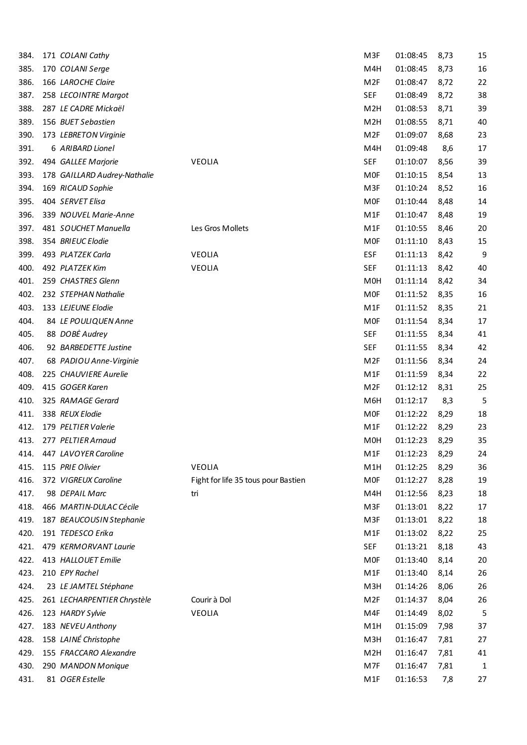| | | | | | | | |
|---|---|---|---|---|---|---|---|
| 384. | 171 | *COLANI Cathy* | | M3F | 01:08:45 | 8,73 | 15 |
| 385. | 170 | *COLANI Serge* | | M4H | 01:08:45 | 8,73 | 16 |
| 386. | 166 | *LAROCHE Claire* | | M2F | 01:08:47 | 8,72 | 22 |
| 387. | 258 | *LECOINTRE Margot* | | SEF | 01:08:49 | 8,72 | 38 |
| 388. | 287 | *LE CADRE Mickaël* | | M2H | 01:08:53 | 8,71 | 39 |
| 389. | 156 | *BUET Sebastien* | | M2H | 01:08:55 | 8,71 | 40 |
| 390. | 173 | *LEBRETON Virginie* | | M2F | 01:09:07 | 8,68 | 23 |
| 391. | 6 | *ARIBARD Lionel* | | M4H | 01:09:48 | 8,6 | 17 |
| 392. | 494 | *GALLEE Marjorie* | VEOLIA | SEF | 01:10:07 | 8,56 | 39 |
| 393. | 178 | *GAILLARD Audrey-Nathalie* | | M0F | 01:10:15 | 8,54 | 13 |
| 394. | 169 | *RICAUD Sophie* | | M3F | 01:10:24 | 8,52 | 16 |
| 395. | 404 | *SERVET Elisa* | | M0F | 01:10:44 | 8,48 | 14 |
| 396. | 339 | *NOUVEL Marie-Anne* | | M1F | 01:10:47 | 8,48 | 19 |
| 397. | 481 | *SOUCHET Manuella* | Les Gros Mollets | M1F | 01:10:55 | 8,46 | 20 |
| 398. | 354 | *BRIEUC Elodie* | | M0F | 01:11:10 | 8,43 | 15 |
| 399. | 493 | *PLATZEK Carla* | VEOLIA | ESF | 01:11:13 | 8,42 | 9 |
| 400. | 492 | *PLATZEK Kim* | VEOLIA | SEF | 01:11:13 | 8,42 | 40 |
| 401. | 259 | *CHASTRES Glenn* | | M0H | 01:11:14 | 8,42 | 34 |
| 402. | 232 | *STEPHAN Nathalie* | | M0F | 01:11:52 | 8,35 | 16 |
| 403. | 133 | *LEJEUNE Elodie* | | M1F | 01:11:52 | 8,35 | 21 |
| 404. | 84 | *LE POULIQUEN Anne* | | M0F | 01:11:54 | 8,34 | 17 |
| 405. | 88 | *DOBÉ Audrey* | | SEF | 01:11:55 | 8,34 | 41 |
| 406. | 92 | *BARBEDETTE Justine* | | SEF | 01:11:55 | 8,34 | 42 |
| 407. | 68 | *PADIOU Anne-Virginie* | | M2F | 01:11:56 | 8,34 | 24 |
| 408. | 225 | *CHAUVIERE Aurelie* | | M1F | 01:11:59 | 8,34 | 22 |
| 409. | 415 | *GOGER Karen* | | M2F | 01:12:12 | 8,31 | 25 |
| 410. | 325 | *RAMAGE Gerard* | | M6H | 01:12:17 | 8,3 | 5 |
| 411. | 338 | *REUX Elodie* | | M0F | 01:12:22 | 8,29 | 18 |
| 412. | 179 | *PELTIER Valerie* | | M1F | 01:12:22 | 8,29 | 23 |
| 413. | 277 | *PELTIER Arnaud* | | M0H | 01:12:23 | 8,29 | 35 |
| 414. | 447 | *LAVOYER Caroline* | | M1F | 01:12:23 | 8,29 | 24 |
| 415. | 115 | *PRIE Olivier* | VEOLIA | M1H | 01:12:25 | 8,29 | 36 |
| 416. | 372 | *VIGREUX Caroline* | Fight for life 35 tous pour Bastien | M0F | 01:12:27 | 8,28 | 19 |
| 417. | 98 | *DEPAIL Marc* | tri | M4H | 01:12:56 | 8,23 | 18 |
| 418. | 466 | *MARTIN-DULAC Cécile* | | M3F | 01:13:01 | 8,22 | 17 |
| 419. | 187 | *BEAUCOUSIN Stephanie* | | M3F | 01:13:01 | 8,22 | 18 |
| 420. | 191 | *TEDESCO Erika* | | M1F | 01:13:02 | 8,22 | 25 |
| 421. | 479 | *KERMORVANT Laurie* | | SEF | 01:13:21 | 8,18 | 43 |
| 422. | 413 | *HALLOUET Emilie* | | M0F | 01:13:40 | 8,14 | 20 |
| 423. | 210 | *EPY Rachel* | | M1F | 01:13:40 | 8,14 | 26 |
| 424. | 23 | *LE JAMTEL Stéphane* | | M3H | 01:14:26 | 8,06 | 26 |
| 425. | 261 | *LECHARPENTIER Chrystèle* | Courir à Dol | M2F | 01:14:37 | 8,04 | 26 |
| 426. | 123 | *HARDY Sylvie* | VEOLIA | M4F | 01:14:49 | 8,02 | 5 |
| 427. | 183 | *NEVEU Anthony* | | M1H | 01:15:09 | 7,98 | 37 |
| 428. | 158 | *LAINÉ Christophe* | | M3H | 01:16:47 | 7,81 | 27 |
| 429. | 155 | *FRACCARO Alexandre* | | M2H | 01:16:47 | 7,81 | 41 |
| 430. | 290 | *MANDON Monique* | | M7F | 01:16:47 | 7,81 | 1 |
| 431. | 81 | *OGER Estelle* | | M1F | 01:16:53 | 7,8 | 27 |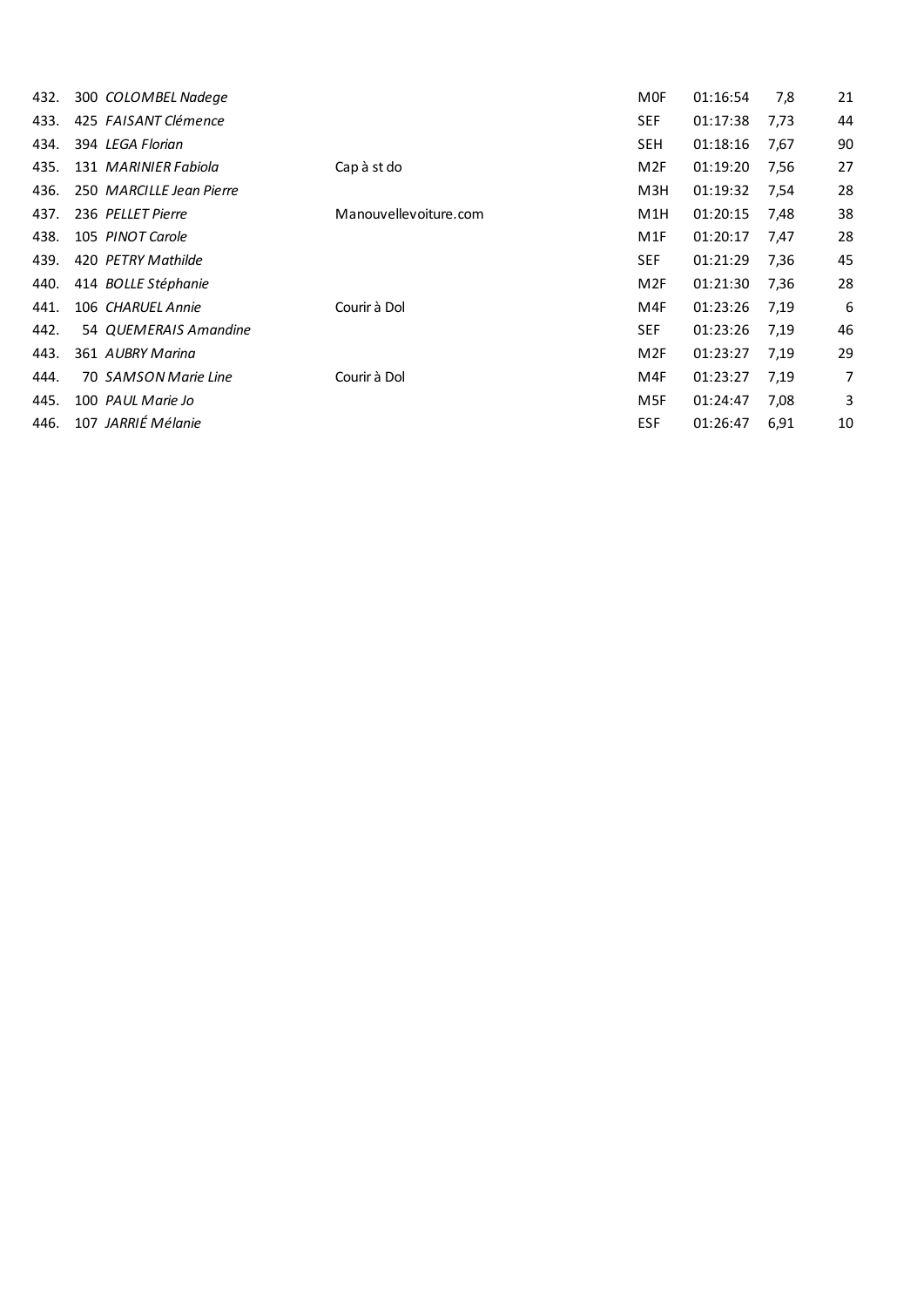| | | | | | | | |
|---|---|---|---|---|---|---|---|
| 432. | 300 | *COLOMBEL Nadege* | | M0F | 01:16:54 | 7,8 | 21 |
| 433. | 425 | *FAISANT Clémence* | | SEF | 01:17:38 | 7,73 | 44 |
| 434. | 394 | *LEGA Florian* | | SEH | 01:18:16 | 7,67 | 90 |
| 435. | 131 | *MARINIER Fabiola* | Cap à st do | M2F | 01:19:20 | 7,56 | 27 |
| 436. | 250 | *MARCILLE Jean Pierre* | | M3H | 01:19:32 | 7,54 | 28 |
| 437. | 236 | *PELLET Pierre* | Manouvellevoiture.com | M1H | 01:20:15 | 7,48 | 38 |
| 438. | 105 | *PINOT Carole* | | M1F | 01:20:17 | 7,47 | 28 |
| 439. | 420 | *PETRY Mathilde* | | SEF | 01:21:29 | 7,36 | 45 |
| 440. | 414 | *BOLLE Stéphanie* | | M2F | 01:21:30 | 7,36 | 28 |
| 441. | 106 | *CHARUEL Annie* | Courir à Dol | M4F | 01:23:26 | 7,19 | 6 |
| 442. | 54 | *QUEMERAIS Amandine* | | SEF | 01:23:26 | 7,19 | 46 |
| 443. | 361 | *AUBRY Marina* | | M2F | 01:23:27 | 7,19 | 29 |
| 444. | 70 | *SAMSON Marie Line* | Courir à Dol | M4F | 01:23:27 | 7,19 | 7 |
| 445. | 100 | *PAUL Marie Jo* | | M5F | 01:24:47 | 7,08 | 3 |
| 446. | 107 | *JARRIÉ Mélanie* | | ESF | 01:26:47 | 6,91 | 10 |